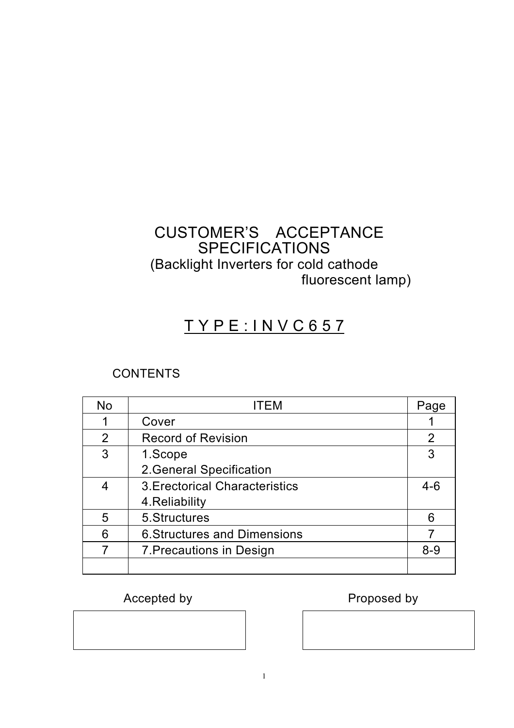# CUSTOMER'S ACCEPTANCE SPECIFICATIONS

(Backlight Inverters for cold cathode fluorescent lamp)

## T Y P E : I N V C 6 5 7

CONTENTS

| No | ITEM | Page |
|---|---|---|
| 1 | Cover | 1 |
| 2 | Record of Revision | 2 |
| 3 | 1.Scope<br>2.General Specification | 3 |
| 4 | 3.Erectorical Characteristics<br>4.Reliability | 4-6 |
| 5 | 5.Structures | 6 |
| 6 | 6.Structures and Dimensions | 7 |
| 7 | 7.Precautions in Design | 8-9 |
| | | |

| Accepted by | Proposed by |
|---|---|
| | |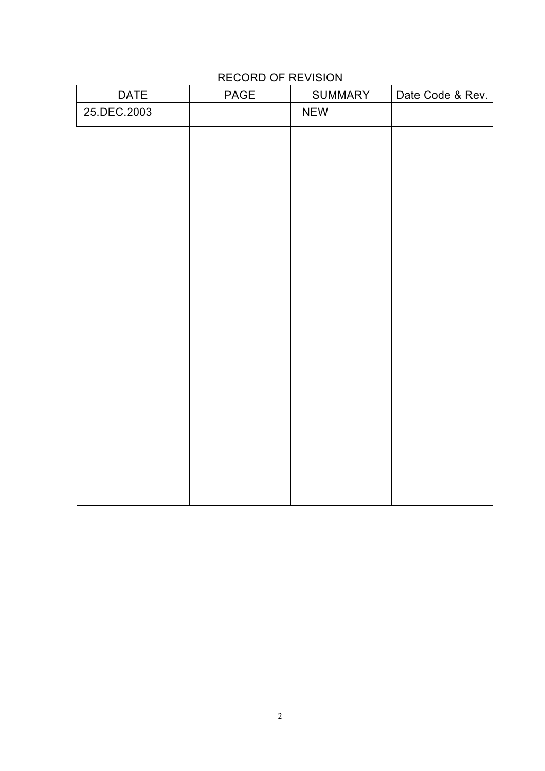RECORD OF REVISION

| DATE | PAGE | SUMMARY | Date Code & Rev. |
| --- | --- | --- | --- |
| 25.DEC.2003 | | NEW | |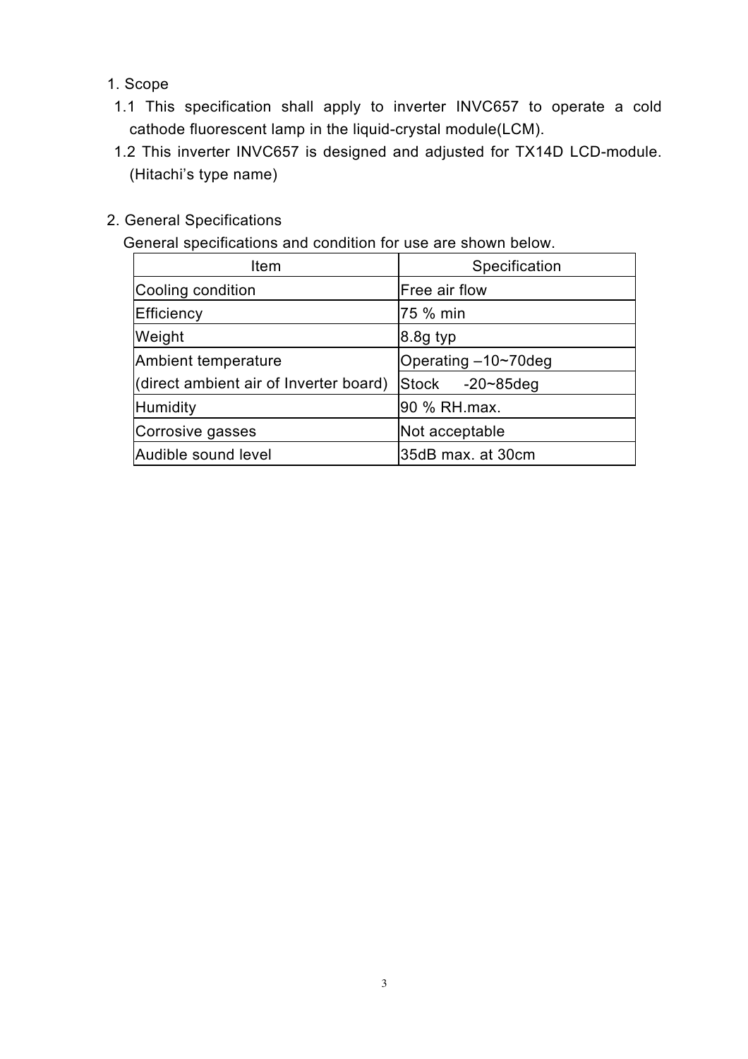## 1. Scope

1.1 This specification shall apply to inverter INVC657 to operate a cold cathode fluorescent lamp in the liquid-crystal module(LCM).

1.2 This inverter INVC657 is designed and adjusted for TX14D LCD-module. (Hitachi's type name)

## 2. General Specifications

General specifications and condition for use are shown below.

| Item | Specification |
|---|---|
| Cooling condition | Free air flow |
| Efficiency | 75 % min |
| Weight | 8.8g typ |
| Ambient temperature<br>(direct ambient air of Inverter board) | Operating –10~70deg |
| | Stock -20~85deg |
| Humidity | 90 % RH.max. |
| Corrosive gasses | Not acceptable |
| Audible sound level | 35dB max. at 30cm |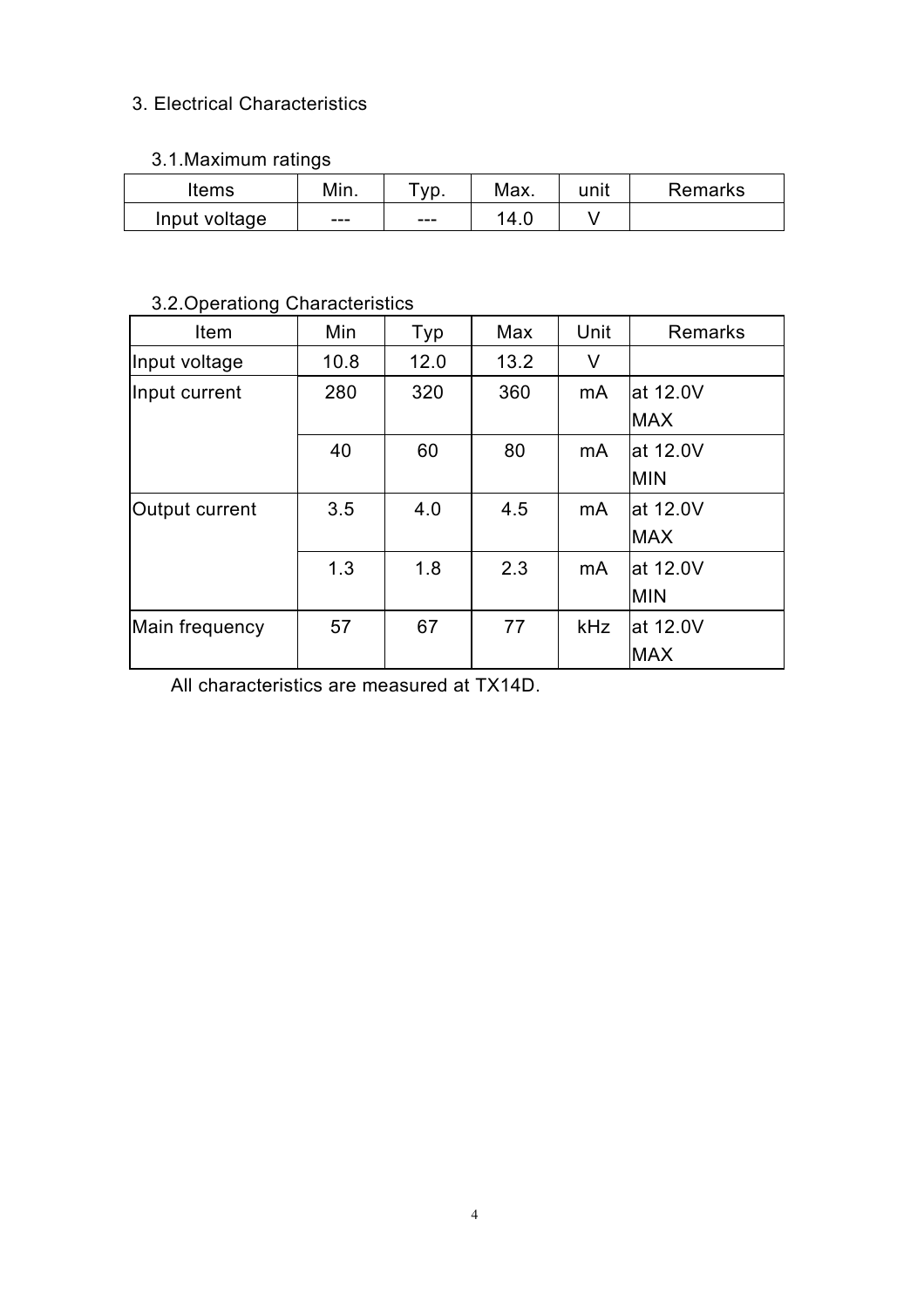## 3. Electrical Characteristics

### 3.1.Maximum ratings

| Items | Min. | Typ. | Max. | unit | Remarks |
|---|---|---|---|---|---|
| Input voltage | --- | --- | 14.0 | V | |

### 3.2.Operationg Characteristics

| Item | Min | Typ | Max | Unit | Remarks |
|---|---|---|---|---|---|
| Input voltage | 10.8 | 12.0 | 13.2 | V | |
| Input current | 280 | 320 | 360 | mA | at 12.0V MAX |
| | 40 | 60 | 80 | mA | at 12.0V MIN |
| Output current | 3.5 | 4.0 | 4.5 | mA | at 12.0V MAX |
| | 1.3 | 1.8 | 2.3 | mA | at 12.0V MIN |
| Main frequency | 57 | 67 | 77 | kHz | at 12.0V MAX |

All characteristics are measured at TX14D.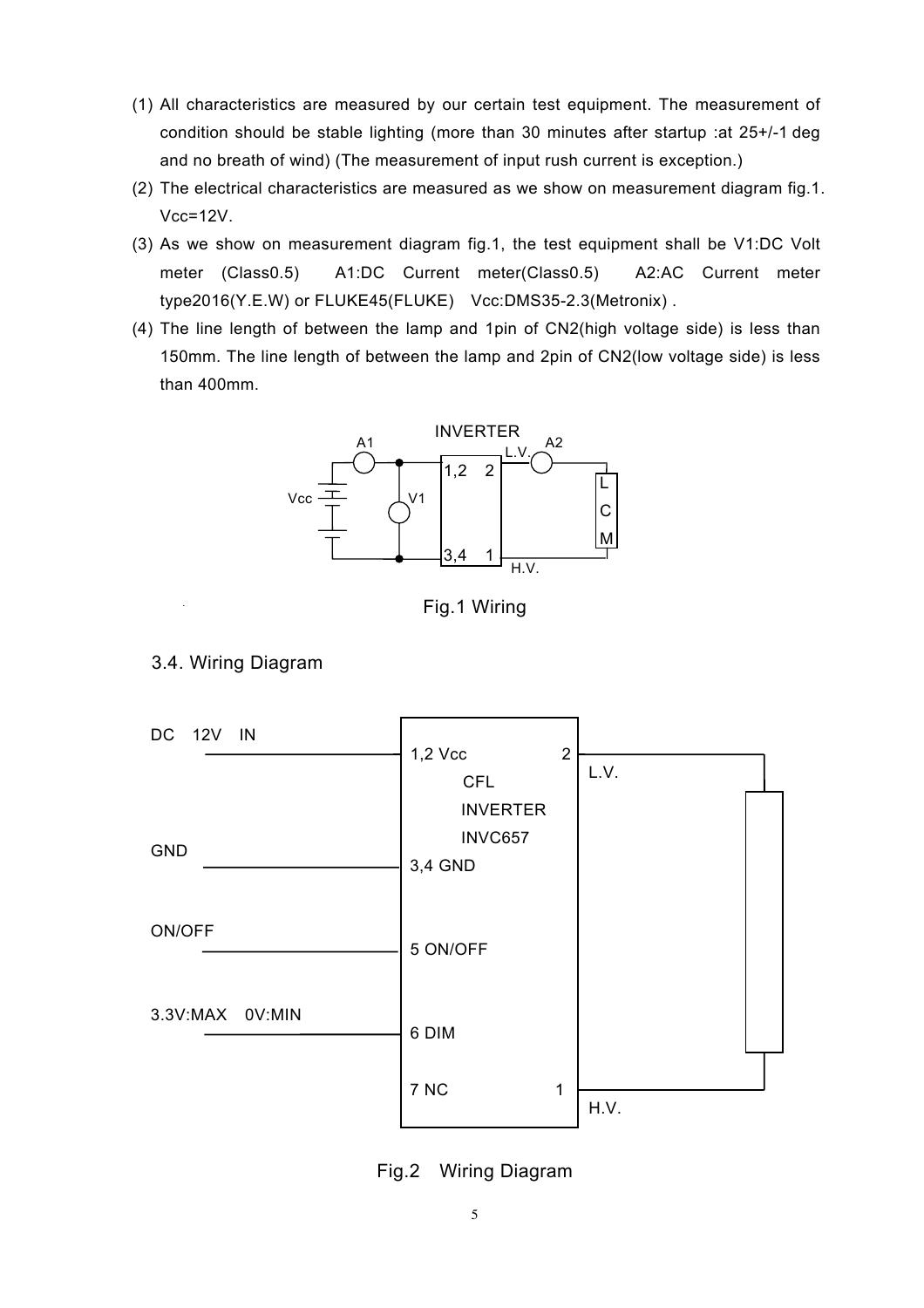(1) All characteristics are measured by our certain test equipment. The measurement of condition should be stable lighting (more than 30 minutes after startup :at 25+/-1 deg and no breath of wind) (The measurement of input rush current is exception.)
(2) The electrical characteristics are measured as we show on measurement diagram fig.1. Vcc=12V.
(3) As we show on measurement diagram fig.1, the test equipment shall be V1:DC Volt meter (Class0.5) A1:DC Current meter(Class0.5) A2:AC Current meter type2016(Y.E.W) or FLUKE45(FLUKE) Vcc:DMS35-2.3(Metronix) .
(4) The line length of between the lamp and 1pin of CN2(high voltage side) is less than 150mm. The line length of between the lamp and 2pin of CN2(low voltage side) is less than 400mm.

Fig.1 Wiring

3.4. Wiring Diagram

Fig.2 Wiring Diagram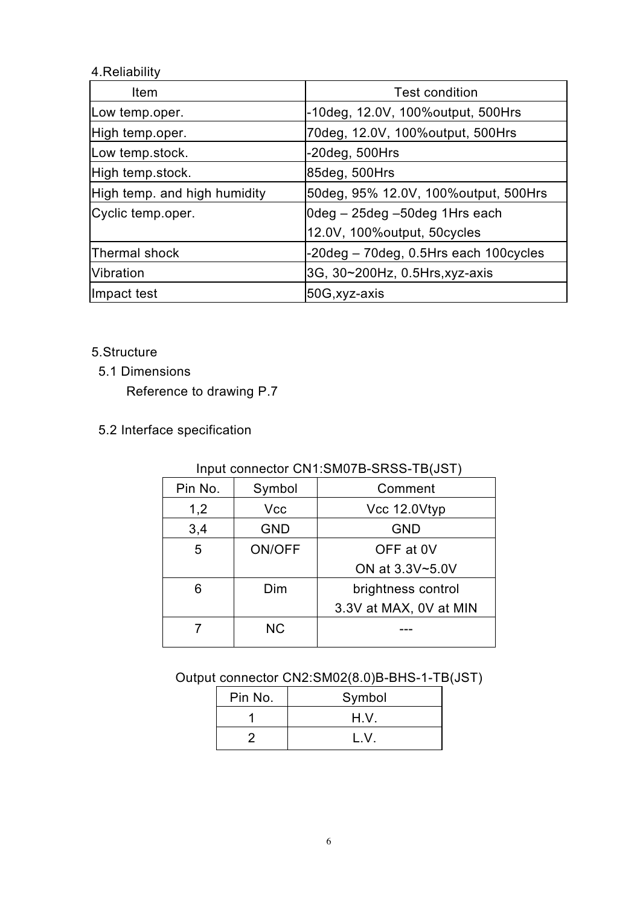## 4.Reliability

| Item | Test condition |
| --- | --- |
| Low temp.oper. | -10deg, 12.0V, 100%output, 500Hrs |
| High temp.oper. | 70deg, 12.0V, 100%output, 500Hrs |
| Low temp.stock. | -20deg, 500Hrs |
| High temp.stock. | 85deg, 500Hrs |
| High temp. and high humidity | 50deg, 95% 12.0V, 100%output, 500Hrs |
| Cyclic temp.oper. | 0deg – 25deg –50deg 1Hrs each<br>12.0V, 100%output, 50cycles |
| Thermal shock | -20deg – 70deg, 0.5Hrs each 100cycles |
| Vibration | 3G, 30~200Hz, 0.5Hrs,xyz-axis |
| Impact test | 50G,xyz-axis |

## 5.Structure

### 5.1 Dimensions

Reference to drawing P.7

### 5.2 Interface specification

Input connector CN1:SM07B-SRSS-TB(JST)

| Pin No. | Symbol | Comment |
| --- | --- | --- |
| 1,2 | Vcc | Vcc 12.0Vtyp |
| 3,4 | GND | GND |
| 5 | ON/OFF | OFF at 0V<br>ON at 3.3V~5.0V |
| 6 | Dim | brightness control<br>3.3V at MAX, 0V at MIN |
| 7 | NC | --- |

Output connector CN2:SM02(8.0)B-BHS-1-TB(JST)

| Pin No. | Symbol |
| --- | --- |
| 1 | H.V. |
| 2 | L.V. |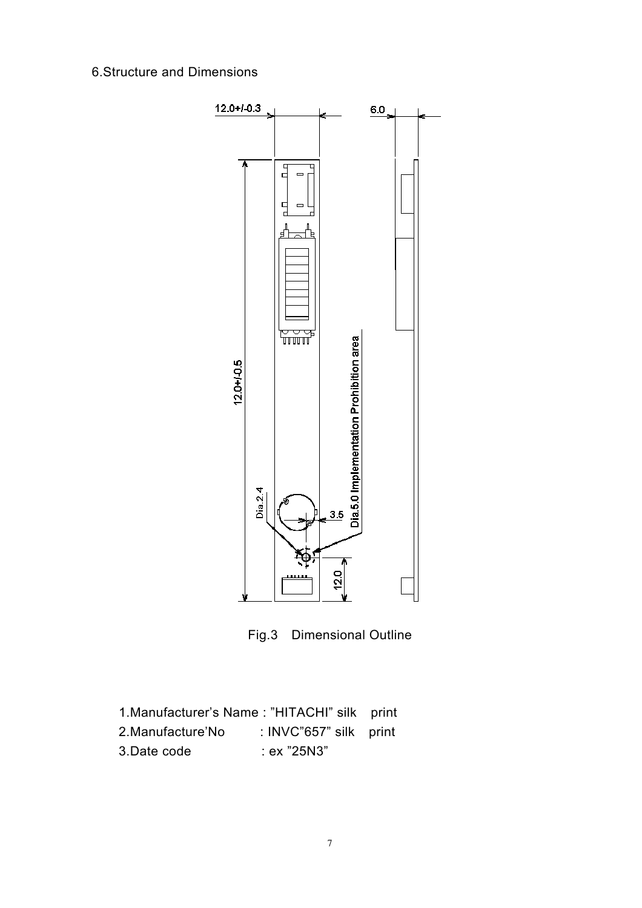## 6.Structure and Dimensions

Fig.3 Dimensional Outline

1.Manufacturer's Name : "HITACHI" silk print

2.Manufacture'No : INVC"657" silk print

3.Date code : ex "25N3"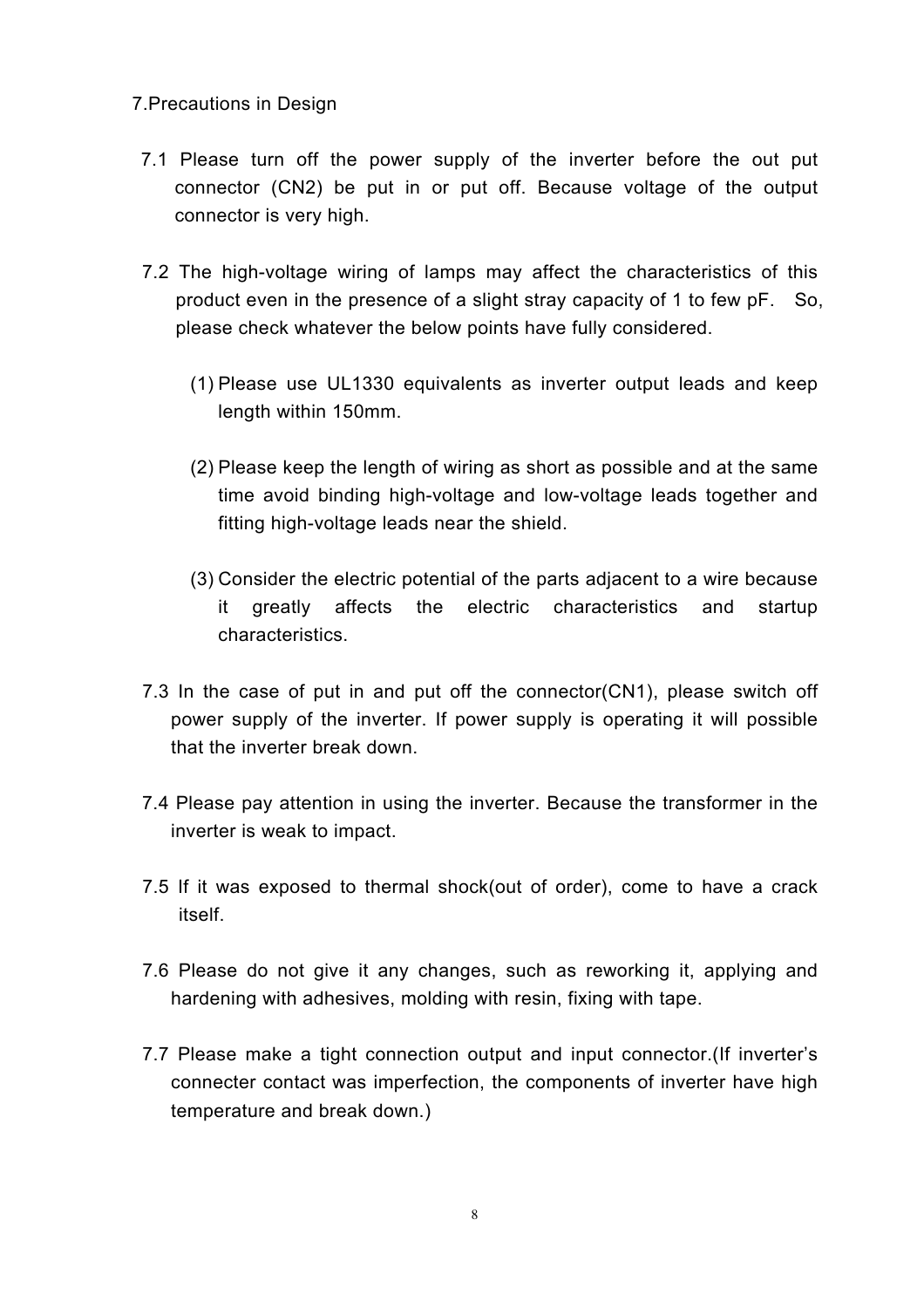## 7.Precautions in Design

7.1 Please turn off the power supply of the inverter before the out put connector (CN2) be put in or put off. Because voltage of the output connector is very high.

7.2 The high-voltage wiring of lamps may affect the characteristics of this product even in the presence of a slight stray capacity of 1 to few pF. So, please check whatever the below points have fully considered.

(1) Please use UL1330 equivalents as inverter output leads and keep length within 150mm.

(2) Please keep the length of wiring as short as possible and at the same time avoid binding high-voltage and low-voltage leads together and fitting high-voltage leads near the shield.

(3) Consider the electric potential of the parts adjacent to a wire because it greatly affects the electric characteristics and startup characteristics.

7.3 In the case of put in and put off the connector(CN1), please switch off power supply of the inverter. If power supply is operating it will possible that the inverter break down.

7.4 Please pay attention in using the inverter. Because the transformer in the inverter is weak to impact.

7.5 If it was exposed to thermal shock(out of order), come to have a crack itself.

7.6 Please do not give it any changes, such as reworking it, applying and hardening with adhesives, molding with resin, fixing with tape.

7.7 Please make a tight connection output and input connector.(If inverter's connecter contact was imperfection, the components of inverter have high temperature and break down.)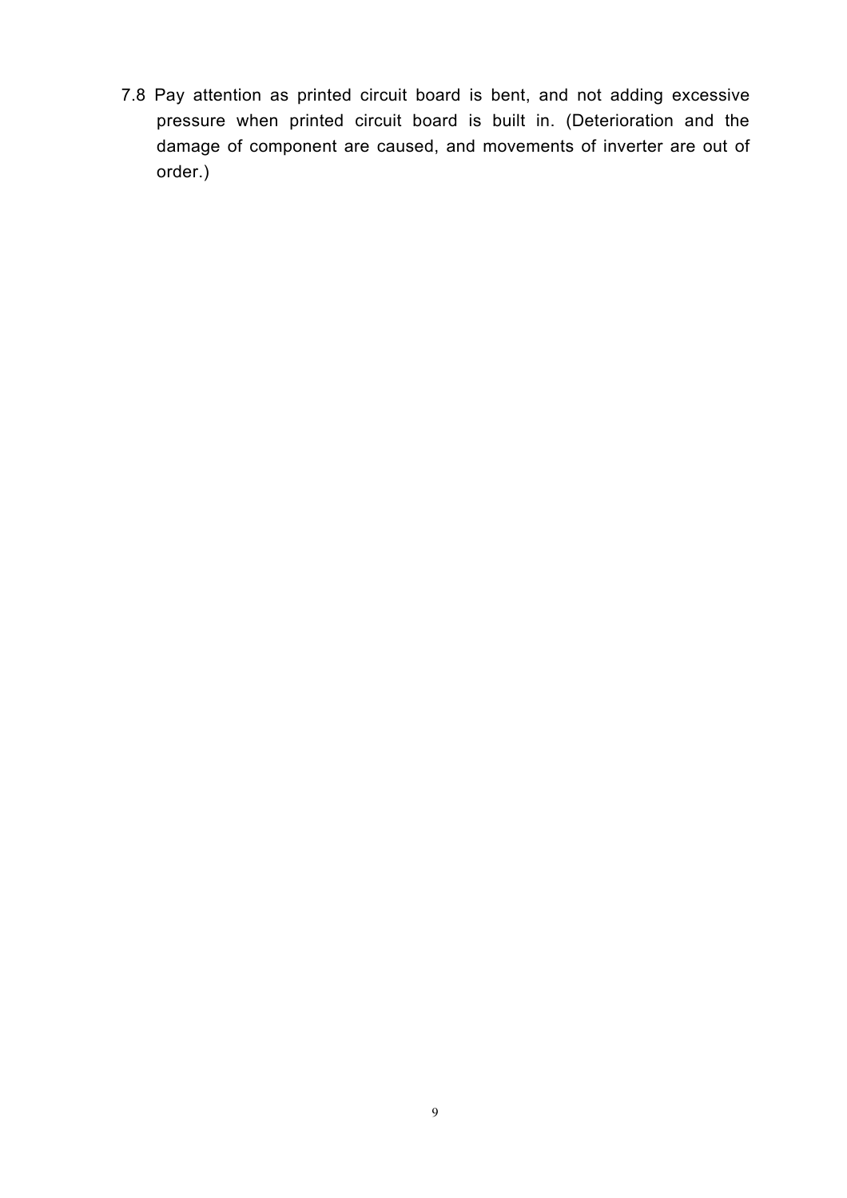7.8 Pay attention as printed circuit board is bent, and not adding excessive pressure when printed circuit board is built in. (Deterioration and the damage of component are caused, and movements of inverter are out of order.)